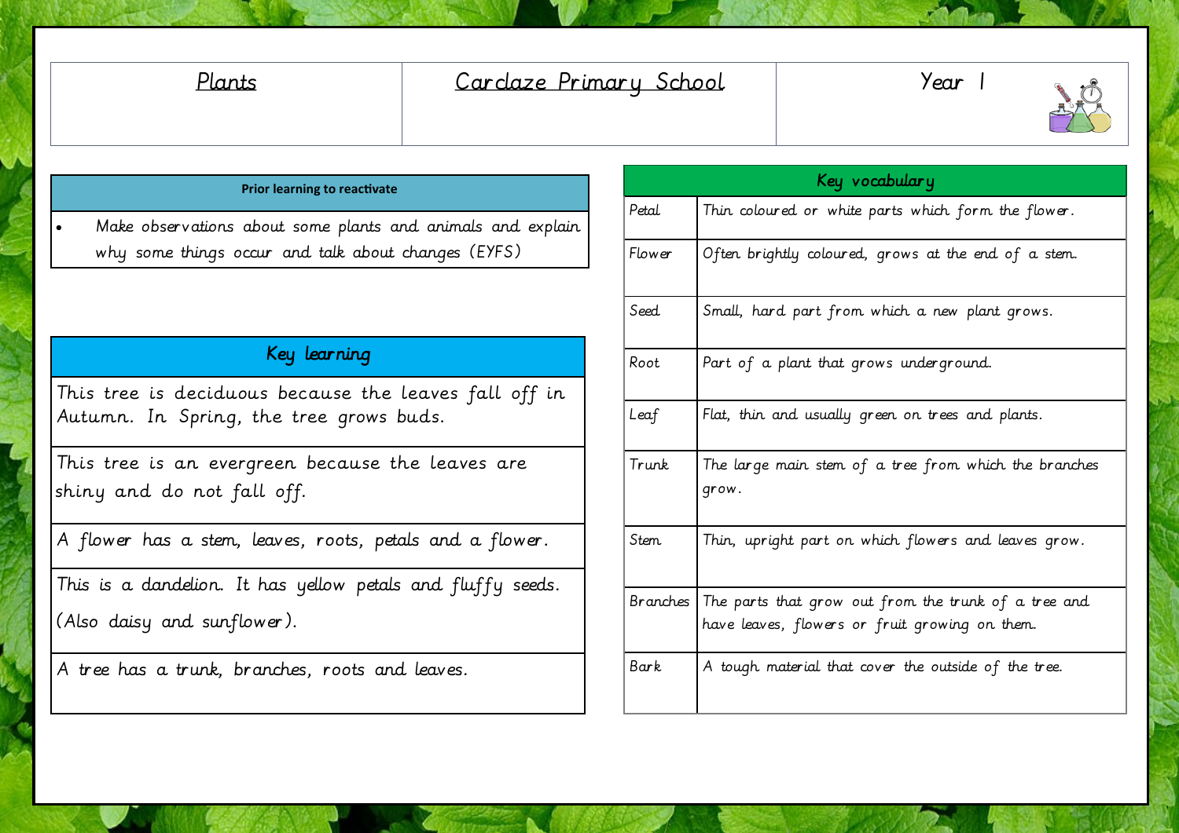| Plants | Carclaze Primary School | Year 1 |
|---|---|---|

## Prior learning to reactivate

- Make observations about some plants and animals and explain why some things occur and talk about changes (EYFS)

## Key learning

| Key learning |
|---|
| This tree is deciduous because the leaves fall off in Autumn. In Spring, the tree grows buds. |
| This tree is an evergreen because the leaves are shiny and do not fall off. |
| A flower has a stem, leaves, roots, petals and a flower. |
| This is a dandelion. It has yellow petals and fluffy seeds. (Also daisy and sunflower). |
| A tree has a trunk, branches, roots and leaves. |

## Key vocabulary

| Key vocabulary | |
|---|---|
| Petal | Thin coloured or white parts which form the flower. |
| Flower | Often brightly coloured, grows at the end of a stem. |
| Seed | Small, hard part from which a new plant grows. |
| Root | Part of a plant that grows underground. |
| Leaf | Flat, thin and usually green on trees and plants. |
| Trunk | The large main stem of a tree from which the branches grow. |
| Stem | Thin, upright part on which flowers and leaves grow. |
| Branches | The parts that grow out from the trunk of a tree and have leaves, flowers or fruit growing on them. |
| Bark | A tough material that cover the outside of the tree. |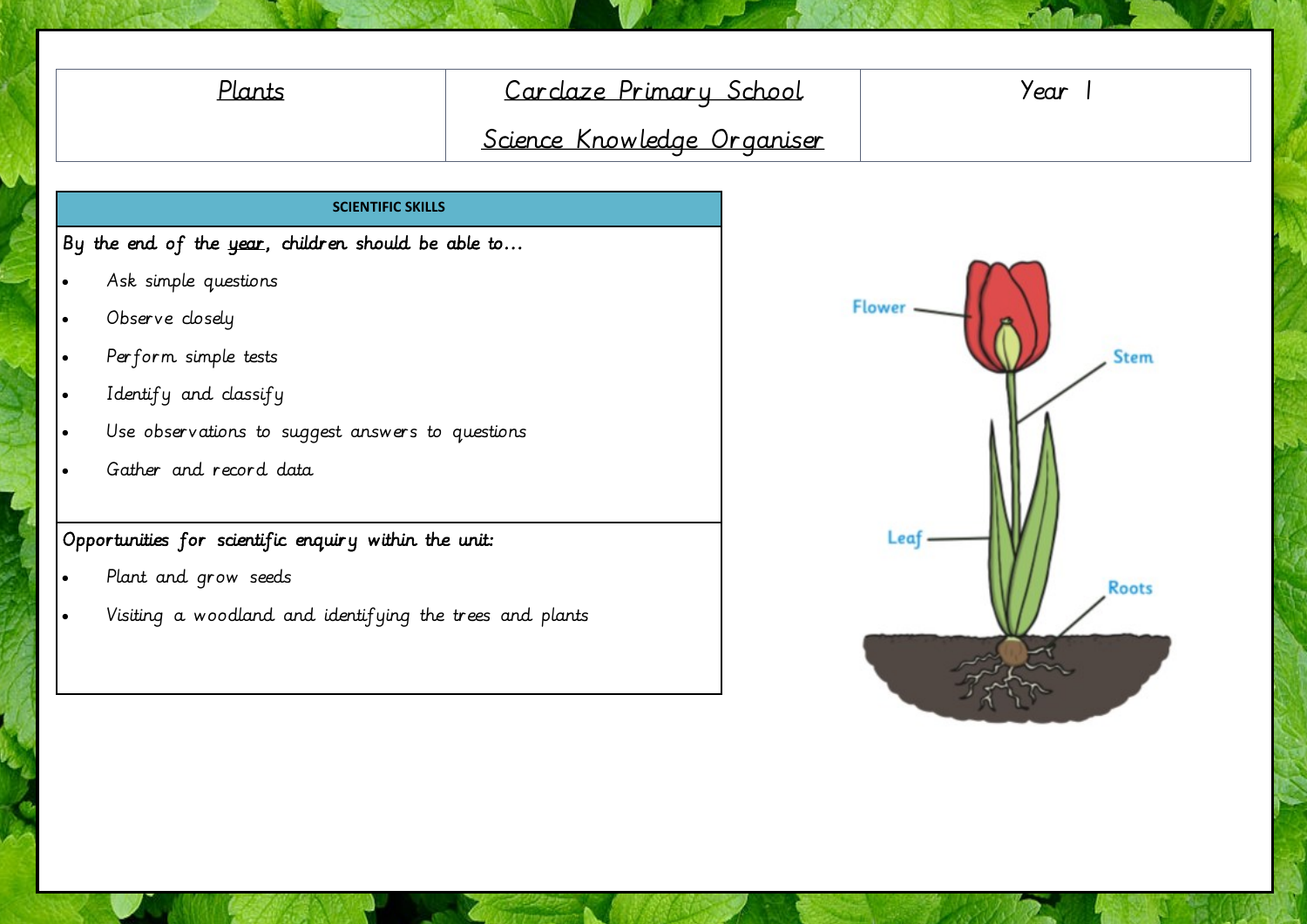| Plants | Carclaze Primary School<br>Science Knowledge Organiser | Year 1 |
|---|---|---|

| SCIENTIFIC SKILLS |
|---|
| By the end of the year, children should be able to… |

- Ask simple questions
- Observe closely
- Perform simple tests
- Identify and classify
- Use observations to suggest answers to questions
- Gather and record data

Opportunities for scientific enquiry within the unit:

- Plant and grow seeds
- Visiting a woodland and identifying the trees and plants

Flower

Stem

Leaf

Roots